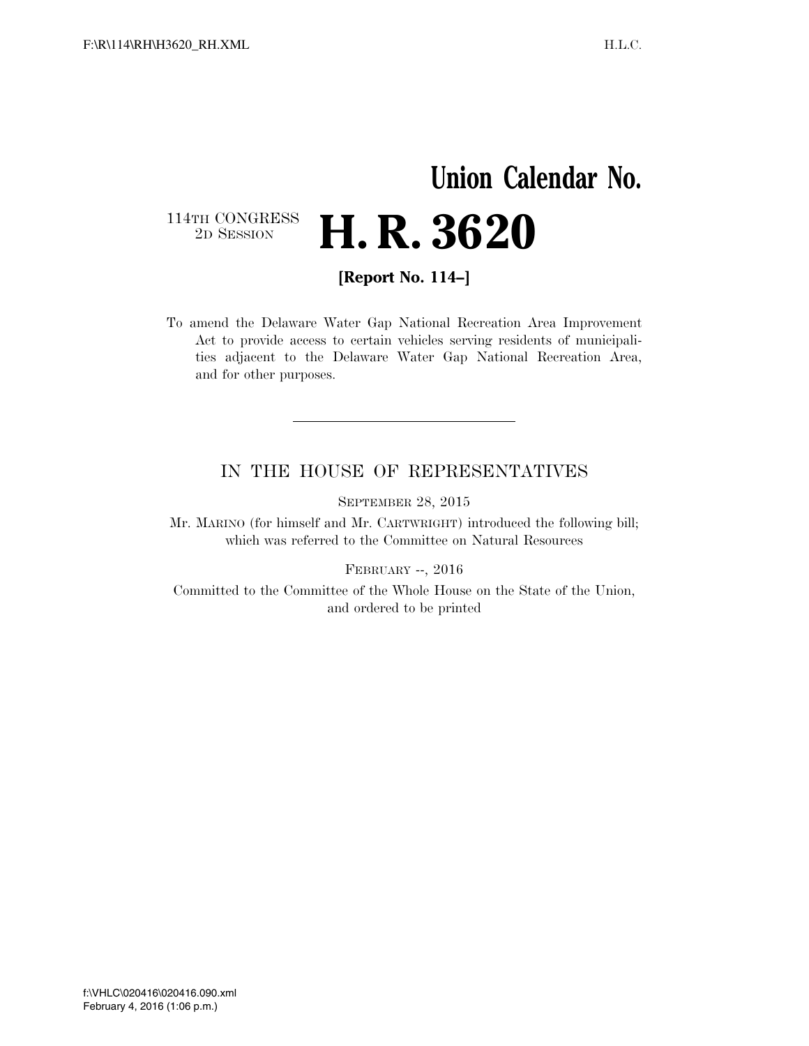# Union Calendar No.

114TH CONGRESS
2D SESSION

# H. R. 3620

**[Report No. 114–]**

To amend the Delaware Water Gap National Recreation Area Improvement Act to provide access to certain vehicles serving residents of municipalities adjacent to the Delaware Water Gap National Recreation Area, and for other purposes.

---

## IN THE HOUSE OF REPRESENTATIVES

SEPTEMBER 28, 2015

Mr. MARINO (for himself and Mr. CARTWRIGHT) introduced the following bill; which was referred to the Committee on Natural Resources

FEBRUARY --, 2016

Committed to the Committee of the Whole House on the State of the Union, and ordered to be printed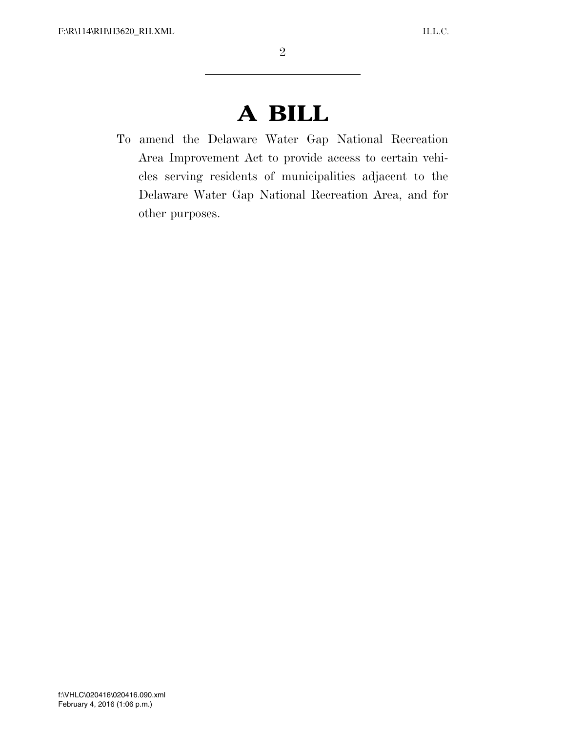# A BILL

To amend the Delaware Water Gap National Recreation Area Improvement Act to provide access to certain vehicles serving residents of municipalities adjacent to the Delaware Water Gap National Recreation Area, and for other purposes.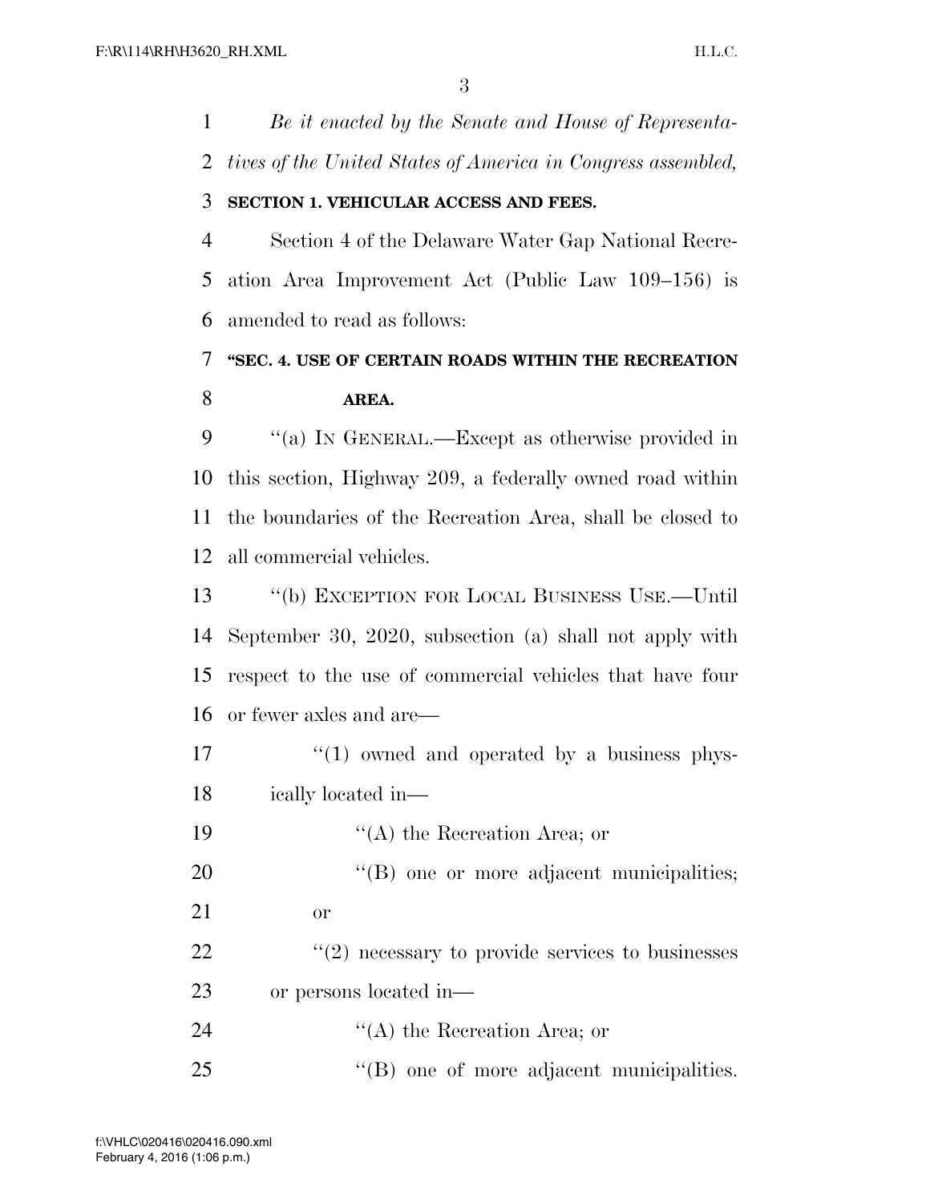*Be it enacted by the Senate and House of Representatives of the United States of America in Congress assembled,*

**SECTION 1. VEHICULAR ACCESS AND FEES.**

Section 4 of the Delaware Water Gap National Recreation Area Improvement Act (Public Law 109–156) is amended to read as follows:

**"SEC. 4. USE OF CERTAIN ROADS WITHIN THE RECREATION AREA.**

"(a) IN GENERAL.—Except as otherwise provided in this section, Highway 209, a federally owned road within the boundaries of the Recreation Area, shall be closed to all commercial vehicles.

"(b) EXCEPTION FOR LOCAL BUSINESS USE.—Until September 30, 2020, subsection (a) shall not apply with respect to the use of commercial vehicles that have four or fewer axles and are—

"(1) owned and operated by a business physically located in—

"(A) the Recreation Area; or

"(B) one or more adjacent municipalities; or

"(2) necessary to provide services to businesses or persons located in—

"(A) the Recreation Area; or

"(B) one of more adjacent municipalities.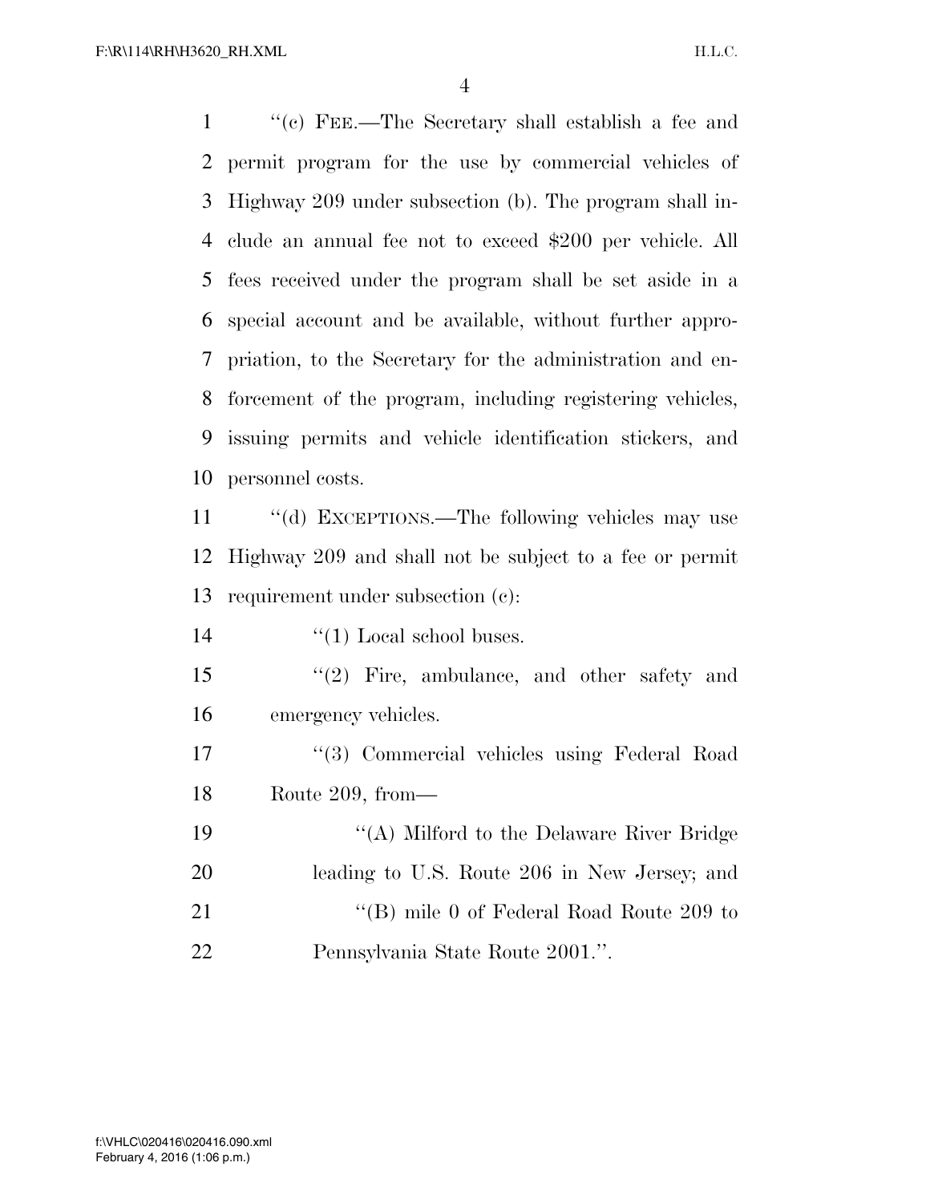''(c) FEE.—The Secretary shall establish a fee and permit program for the use by commercial vehicles of Highway 209 under subsection (b). The program shall include an annual fee not to exceed $200 per vehicle. All fees received under the program shall be set aside in a special account and be available, without further appropriation, to the Secretary for the administration and enforcement of the program, including registering vehicles, issuing permits and vehicle identification stickers, and personnel costs.

''(d) EXCEPTIONS.—The following vehicles may use Highway 209 and shall not be subject to a fee or permit requirement under subsection (c):

''(1) Local school buses.

''(2) Fire, ambulance, and other safety and emergency vehicles.

''(3) Commercial vehicles using Federal Road Route 209, from—

''(A) Milford to the Delaware River Bridge leading to U.S. Route 206 in New Jersey; and

''(B) mile 0 of Federal Road Route 209 to Pennsylvania State Route 2001.''.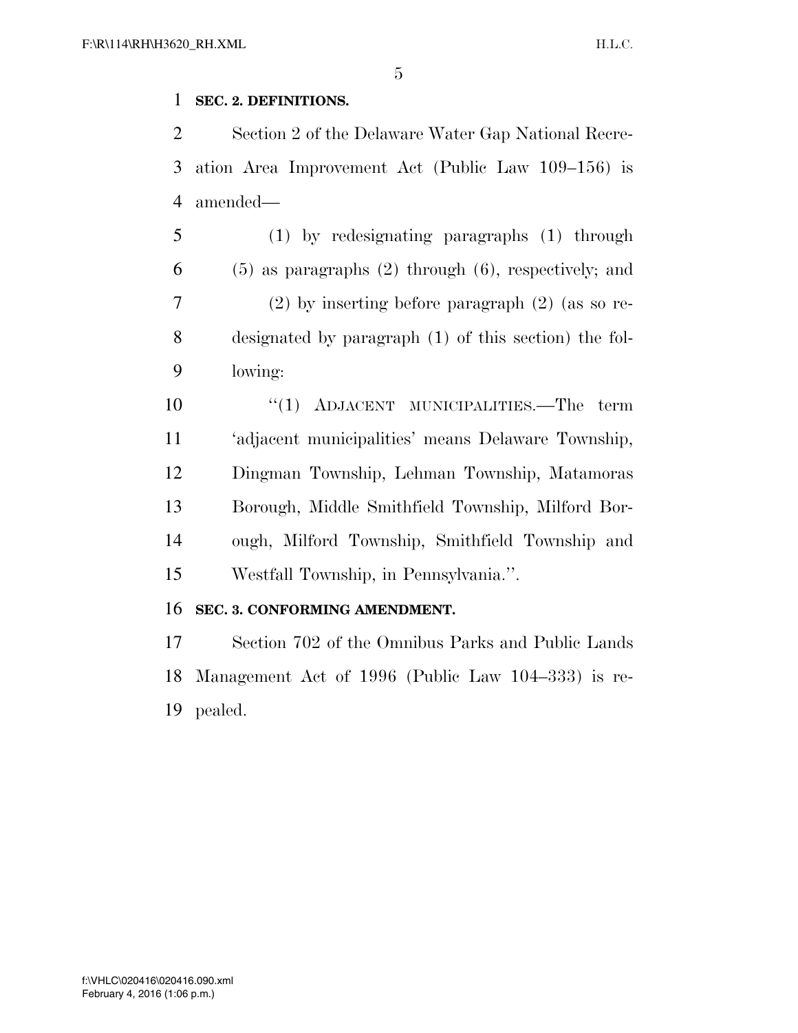**SEC. 2. DEFINITIONS.**

Section 2 of the Delaware Water Gap National Recreation Area Improvement Act (Public Law 109–156) is amended—

(1) by redesignating paragraphs (1) through (5) as paragraphs (2) through (6), respectively; and

(2) by inserting before paragraph (2) (as so redesignated by paragraph (1) of this section) the following:

"(1) ADJACENT MUNICIPALITIES.—The term 'adjacent municipalities' means Delaware Township, Dingman Township, Lehman Township, Matamoras Borough, Middle Smithfield Township, Milford Borough, Milford Township, Smithfield Township and Westfall Township, in Pennsylvania.".

**SEC. 3. CONFORMING AMENDMENT.**

Section 702 of the Omnibus Parks and Public Lands Management Act of 1996 (Public Law 104–333) is repealed.